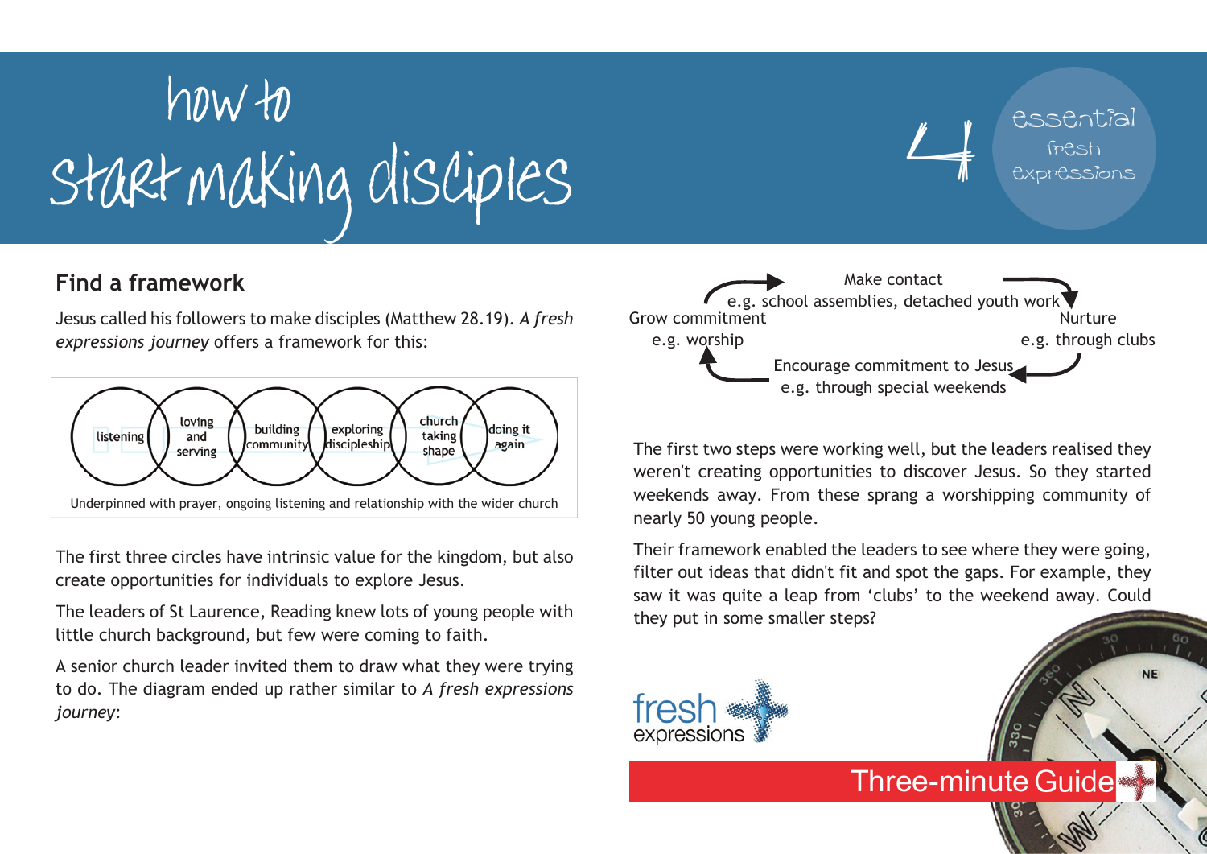# how to start making disciples

4 essential fresh expressions

## Find a framework

Jesus called his followers to make disciples (Matthew 28.19). *A fresh expressions journey* offers a framework for this:

listening → loving and serving → building community → exploring discipleship → church taking shape → doing it again

Underpinned with prayer, ongoing listening and relationship with the wider church

The first three circles have intrinsic value for the kingdom, but also create opportunities for individuals to explore Jesus.

The leaders of St Laurence, Reading knew lots of young people with little church background, but few were coming to faith.

A senior church leader invited them to draw what they were trying to do. The diagram ended up rather similar to *A fresh expressions journey*:

- Make contact
  e.g. school assemblies, detached youth work
- Nurture
  e.g. through clubs
- Encourage commitment to Jesus
  e.g. through special weekends
- Grow commitment
  e.g. worship

The first two steps were working well, but the leaders realised they weren't creating opportunities to discover Jesus. So they started weekends away. From these sprang a worshipping community of nearly 50 young people.

Their framework enabled the leaders to see where they were going, filter out ideas that didn't fit and spot the gaps. For example, they saw it was quite a leap from 'clubs' to the weekend away. Could they put in some smaller steps?

fresh expressions

Three-minute Guide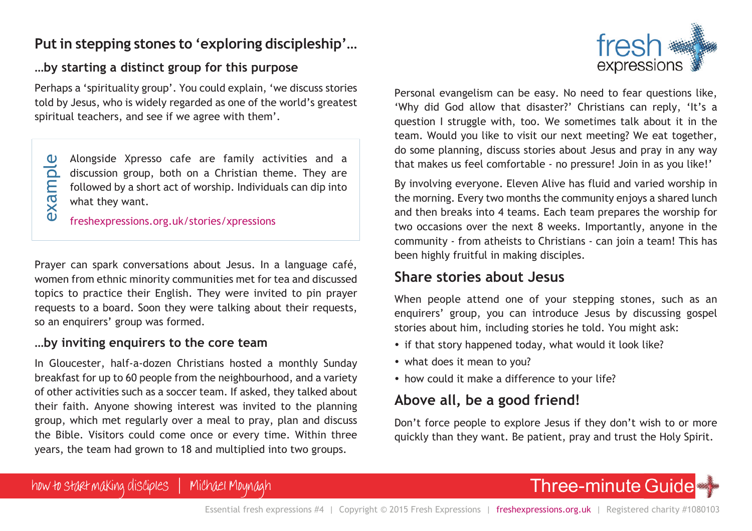## Put in stepping stones to 'exploring discipleship'…

### …by starting a distinct group for this purpose

Perhaps a 'spirituality group'. You could explain, 'we discuss stories told by Jesus, who is widely regarded as one of the world's greatest spiritual teachers, and see if we agree with them'.

> **example**
>
> Alongside Xpresso cafe are family activities and a discussion group, both on a Christian theme. They are followed by a short act of worship. Individuals can dip into what they want.
>
> freshexpressions.org.uk/stories/xpressions

Prayer can spark conversations about Jesus. In a language café, women from ethnic minority communities met for tea and discussed topics to practice their English. They were invited to pin prayer requests to a board. Soon they were talking about their requests, so an enquirers' group was formed.

### …by inviting enquirers to the core team

In Gloucester, half-a-dozen Christians hosted a monthly Sunday breakfast for up to 60 people from the neighbourhood, and a variety of other activities such as a soccer team. If asked, they talked about their faith. Anyone showing interest was invited to the planning group, which met regularly over a meal to pray, plan and discuss the Bible. Visitors could come once or every time. Within three years, the team had grown to 18 and multiplied into two groups.

Personal evangelism can be easy. No need to fear questions like, 'Why did God allow that disaster?' Christians can reply, 'It's a question I struggle with, too. We sometimes talk about it in the team. Would you like to visit our next meeting? We eat together, do some planning, discuss stories about Jesus and pray in any way that makes us feel comfortable - no pressure! Join in as you like!'

By involving everyone. Eleven Alive has fluid and varied worship in the morning. Every two months the community enjoys a shared lunch and then breaks into 4 teams. Each team prepares the worship for two occasions over the next 8 weeks. Importantly, anyone in the community - from atheists to Christians - can join a team! This has been highly fruitful in making disciples.

## Share stories about Jesus

When people attend one of your stepping stones, such as an enquirers' group, you can introduce Jesus by discussing gospel stories about him, including stories he told. You might ask:

- if that story happened today, what would it look like?
- what does it mean to you?
- how could it make a difference to your life?

## Above all, be a good friend!

Don't force people to explore Jesus if they don't wish to or more quickly than they want. Be patient, pray and trust the Holy Spirit.